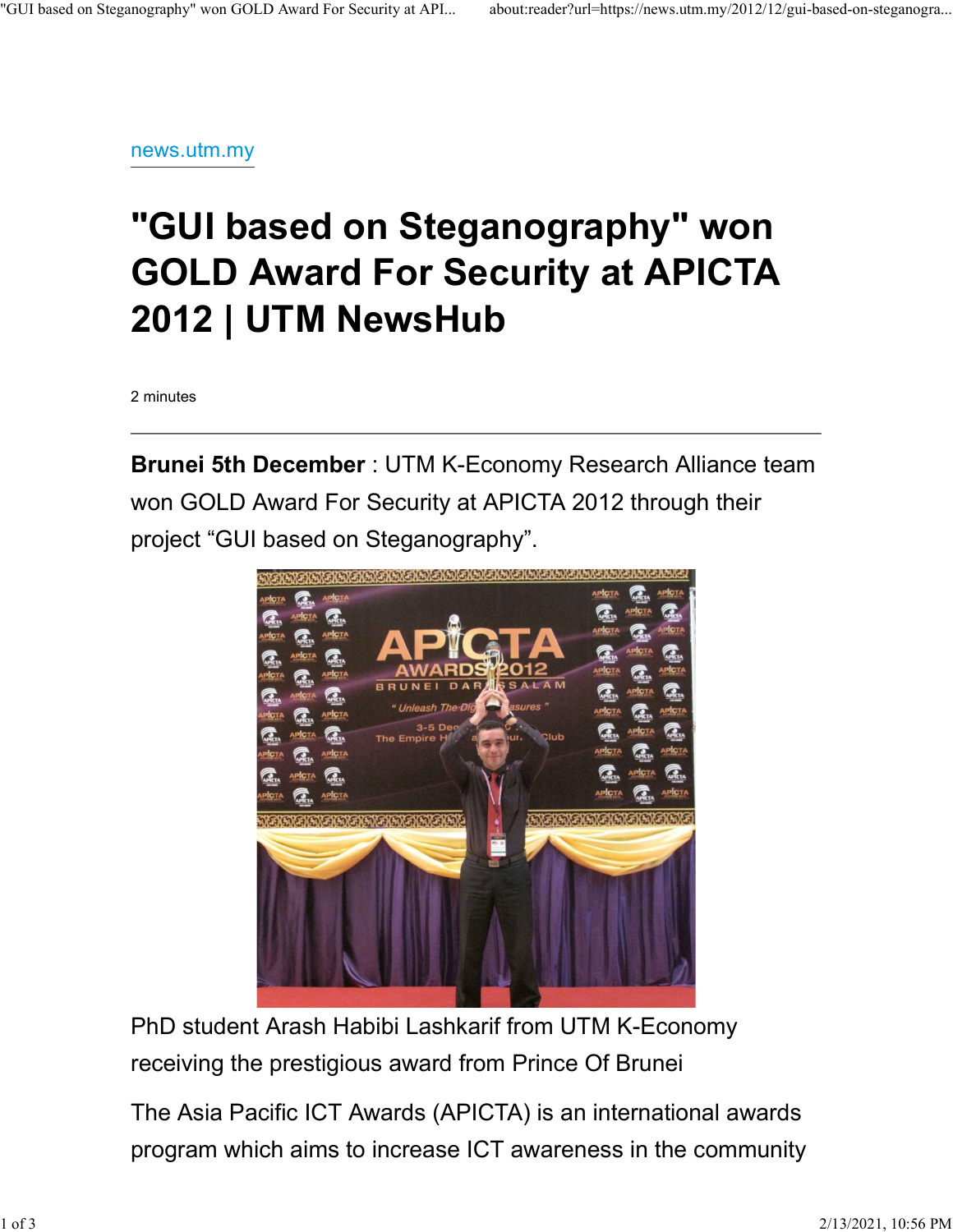news.utm.my

# "GUI based on Steganography" won GOLD Award For Security at APICTA 2012 | UTM NewsHub

2 minutes

---

**Brunei 5th December** : UTM K-Economy Research Alliance team won GOLD Award For Security at APICTA 2012 through their project "GUI based on Steganography".

PhD student Arash Habibi Lashkarif from UTM K-Economy receiving the prestigious award from Prince Of Brunei

The Asia Pacific ICT Awards (APICTA) is an international awards program which aims to increase ICT awareness in the community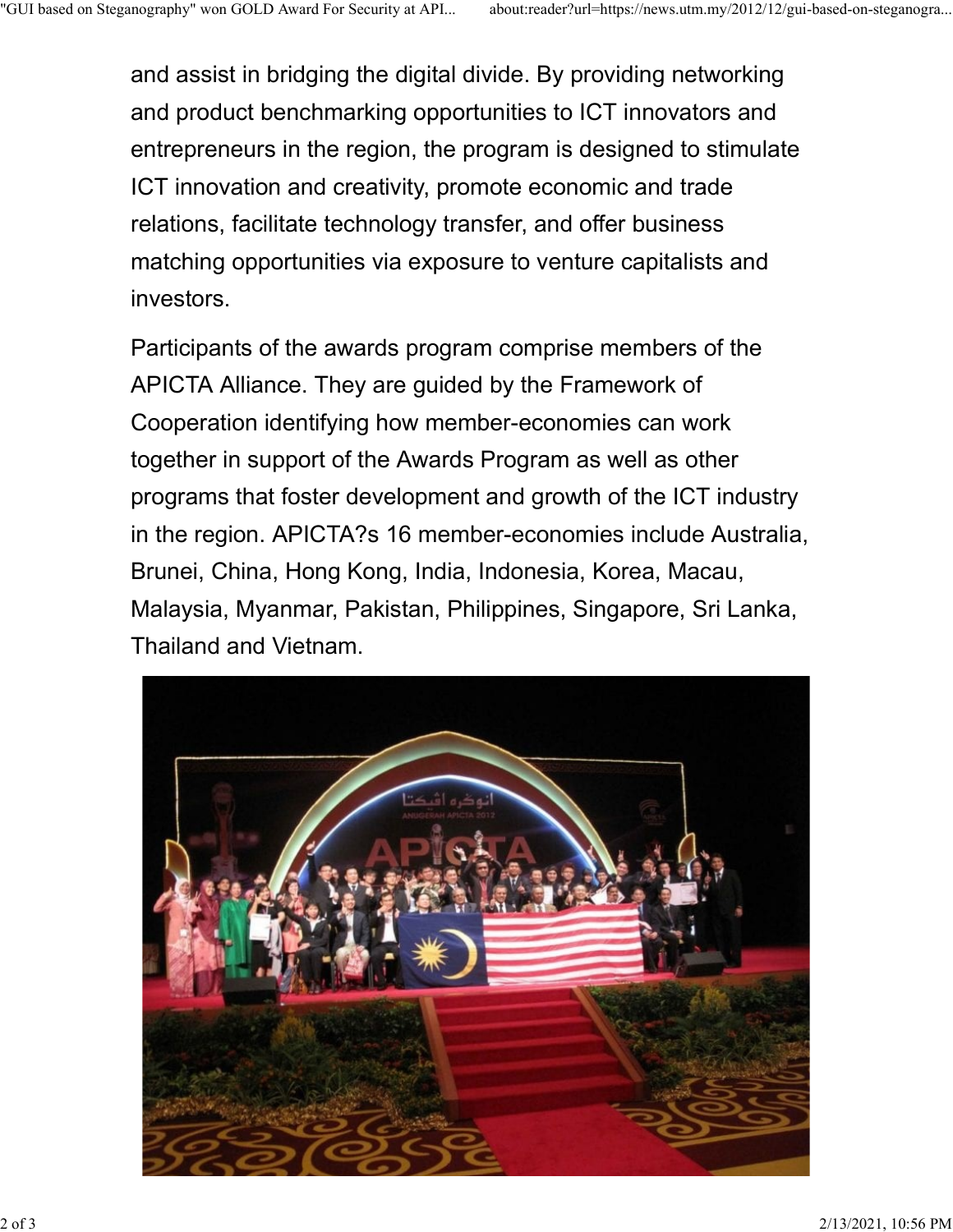and assist in bridging the digital divide. By providing networking and product benchmarking opportunities to ICT innovators and entrepreneurs in the region, the program is designed to stimulate ICT innovation and creativity, promote economic and trade relations, facilitate technology transfer, and offer business matching opportunities via exposure to venture capitalists and investors.

Participants of the awards program comprise members of the APICTA Alliance. They are guided by the Framework of Cooperation identifying how member-economies can work together in support of the Awards Program as well as other programs that foster development and growth of the ICT industry in the region. APICTA?s 16 member-economies include Australia, Brunei, China, Hong Kong, India, Indonesia, Korea, Macau, Malaysia, Myanmar, Pakistan, Philippines, Singapore, Sri Lanka, Thailand and Vietnam.